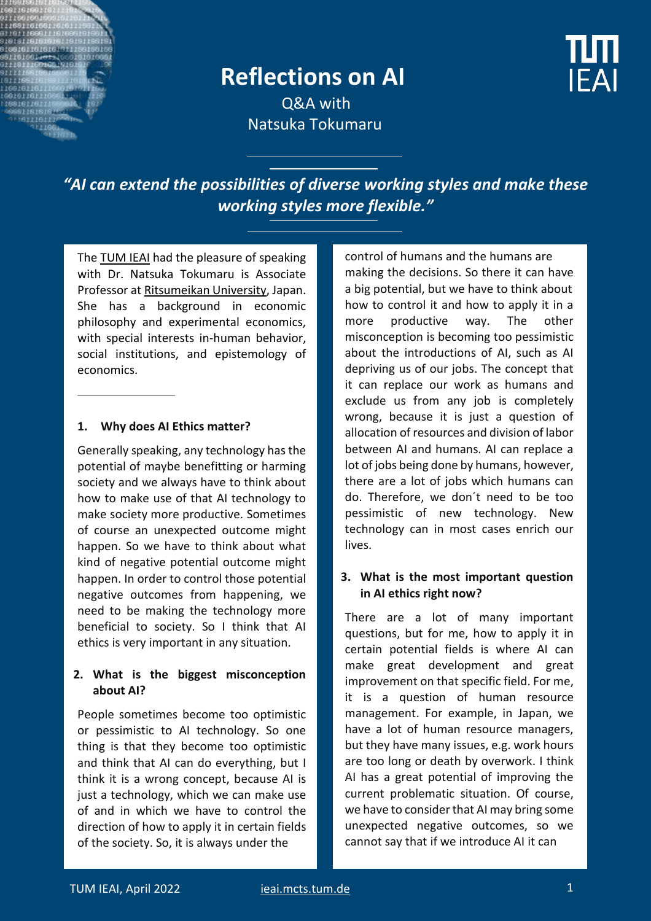# Reflections on AI

Q&A with
Natsuka Tokumaru

***"AI can extend the possibilities of diverse working styles and make these working styles more flexible."***

The TUM IEAI had the pleasure of speaking with Dr. Natsuka Tokumaru is Associate Professor at Ritsumeikan University, Japan. She has a background in economic philosophy and experimental economics, with special interests in-human behavior, social institutions, and epistemology of economics.

---

### 1. Why does AI Ethics matter?

Generally speaking, any technology has the potential of maybe benefitting or harming society and we always have to think about how to make use of that AI technology to make society more productive. Sometimes of course an unexpected outcome might happen. So we have to think about what kind of negative potential outcome might happen. In order to control those potential negative outcomes from happening, we need to be making the technology more beneficial to society. So I think that AI ethics is very important in any situation.

### 2. What is the biggest misconception about AI?

People sometimes become too optimistic or pessimistic to AI technology. So one thing is that they become too optimistic and think that AI can do everything, but I think it is a wrong concept, because AI is just a technology, which we can make use of and in which we have to control the direction of how to apply it in certain fields of the society. So, it is always under the control of humans and the humans are making the decisions. So there it can have a big potential, but we have to think about how to control it and how to apply it in a more productive way. The other misconception is becoming too pessimistic about the introductions of AI, such as AI depriving us of our jobs. The concept that it can replace our work as humans and exclude us from any job is completely wrong, because it is just a question of allocation of resources and division of labor between AI and humans. AI can replace a lot of jobs being done by humans, however, there are a lot of jobs which humans can do. Therefore, we don´t need to be too pessimistic of new technology. New technology can in most cases enrich our lives.

### 3. What is the most important question in AI ethics right now?

There are a lot of many important questions, but for me, how to apply it in certain potential fields is where AI can make great development and great improvement on that specific field. For me, it is a question of human resource management. For example, in Japan, we have a lot of human resource managers, but they have many issues, e.g. work hours are too long or death by overwork. I think AI has a great potential of improving the current problematic situation. Of course, we have to consider that AI may bring some unexpected negative outcomes, so we cannot say that if we introduce AI it can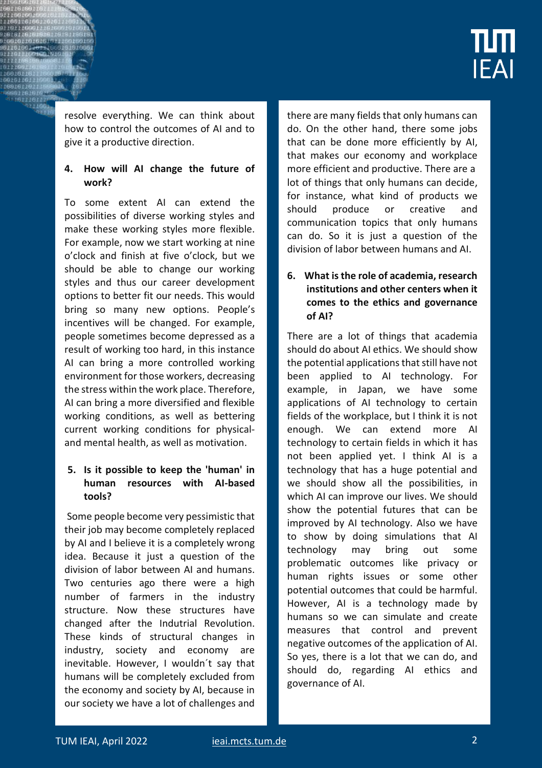resolve everything. We can think about how to control the outcomes of AI and to give it a productive direction.

4. **How will AI change the future of work?**

To some extent AI can extend the possibilities of diverse working styles and make these working styles more flexible. For example, now we start working at nine o'clock and finish at five o'clock, but we should be able to change our working styles and thus our career development options to better fit our needs. This would bring so many new options. People's incentives will be changed. For example, people sometimes become depressed as a result of working too hard, in this instance AI can bring a more controlled working environment for those workers, decreasing the stress within the work place. Therefore, AI can bring a more diversified and flexible working conditions, as well as bettering current working conditions for physical- and mental health, as well as motivation.

5. **Is it possible to keep the 'human' in human resources with AI-based tools?**

Some people become very pessimistic that their job may become completely replaced by AI and I believe it is a completely wrong idea. Because it just a question of the division of labor between AI and humans. Two centuries ago there were a high number of farmers in the industry structure. Now these structures have changed after the Indutrial Revolution. These kinds of structural changes in industry, society and economy are inevitable. However, I wouldn´t say that humans will be completely excluded from the economy and society by AI, because in our society we have a lot of challenges and there are many fields that only humans can do. On the other hand, there some jobs that can be done more efficiently by AI, that makes our economy and workplace more efficient and productive. There are a lot of things that only humans can decide, for instance, what kind of products we should produce or creative and communication topics that only humans can do. So it is just a question of the division of labor between humans and AI.

6. **What is the role of academia, research institutions and other centers when it comes to the ethics and governance of AI?**

There are a lot of things that academia should do about AI ethics. We should show the potential applications that still have not been applied to AI technology. For example, in Japan, we have some applications of AI technology to certain fields of the workplace, but I think it is not enough. We can extend more AI technology to certain fields in which it has not been applied yet. I think AI is a technology that has a huge potential and we should show all the possibilities, in which AI can improve our lives. We should show the potential futures that can be improved by AI technology. Also we have to show by doing simulations that AI technology may bring out some problematic outcomes like privacy or human rights issues or some other potential outcomes that could be harmful. However, AI is a technology made by humans so we can simulate and create measures that control and prevent negative outcomes of the application of AI. So yes, there is a lot that we can do, and should do, regarding AI ethics and governance of AI.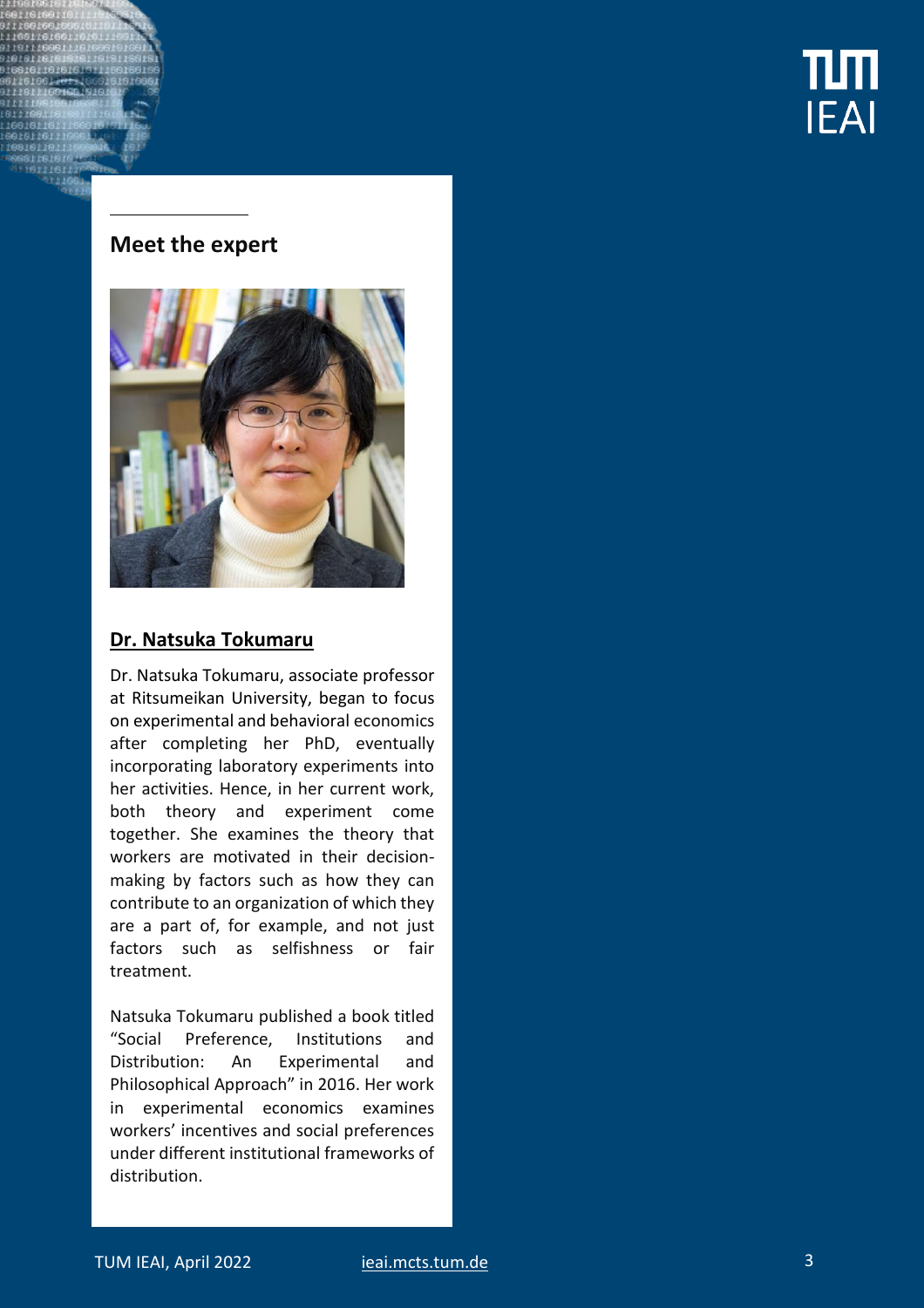## Meet the expert

**Dr. Natsuka Tokumaru**

Dr. Natsuka Tokumaru, associate professor at Ritsumeikan University, began to focus on experimental and behavioral economics after completing her PhD, eventually incorporating laboratory experiments into her activities. Hence, in her current work, both theory and experiment come together. She examines the theory that workers are motivated in their decision-making by factors such as how they can contribute to an organization of which they are a part of, for example, and not just factors such as selfishness or fair treatment.

Natsuka Tokumaru published a book titled "Social Preference, Institutions and Distribution: An Experimental and Philosophical Approach" in 2016. Her work in experimental economics examines workers' incentives and social preferences under different institutional frameworks of distribution.